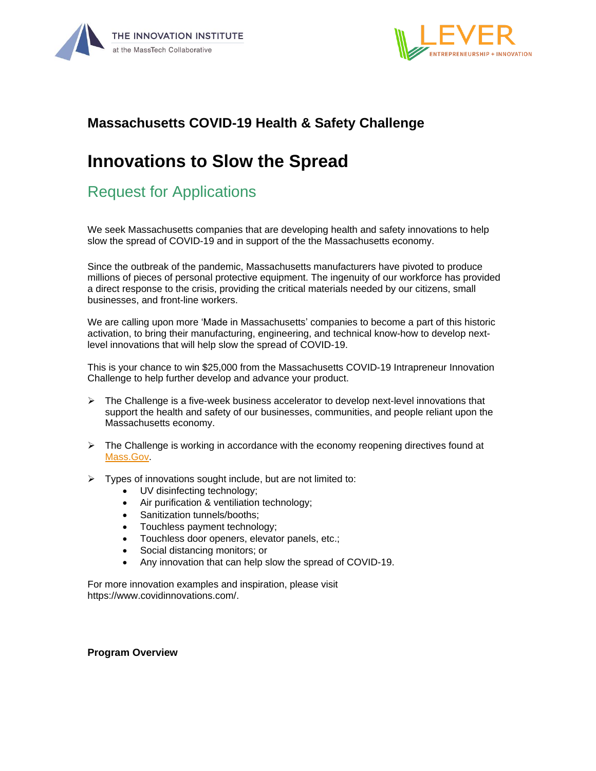THE INNOVATION INSTITUTE
at the MassTech Collaborative

LEVER
ENTREPRENEURSHIP + INNOVATION

## Massachusetts COVID-19 Health & Safety Challenge

# Innovations to Slow the Spread

## Request for Applications

We seek Massachusetts companies that are developing health and safety innovations to help slow the spread of COVID-19 and in support of the the Massachusetts economy.

Since the outbreak of the pandemic, Massachusetts manufacturers have pivoted to produce millions of pieces of personal protective equipment. The ingenuity of our workforce has provided a direct response to the crisis, providing the critical materials needed by our citizens, small businesses, and front-line workers.

We are calling upon more 'Made in Massachusetts' companies to become a part of this historic activation, to bring their manufacturing, engineering, and technical know-how to develop next-level innovations that will help slow the spread of COVID-19.

This is your chance to win $25,000 from the Massachusetts COVID-19 Intrapreneur Innovation Challenge to help further develop and advance your product.

- The Challenge is a five-week business accelerator to develop next-level innovations that support the health and safety of our businesses, communities, and people reliant upon the Massachusetts economy.
- The Challenge is working in accordance with the economy reopening directives found at Mass.Gov.
- Types of innovations sought include, but are not limited to:
  - UV disinfecting technology;
  - Air purification & ventiliation technology;
  - Sanitization tunnels/booths;
  - Touchless payment technology;
  - Touchless door openers, elevator panels, etc.;
  - Social distancing monitors; or
  - Any innovation that can help slow the spread of COVID-19.

For more innovation examples and inspiration, please visit https://www.covidinnovations.com/.

**Program Overview**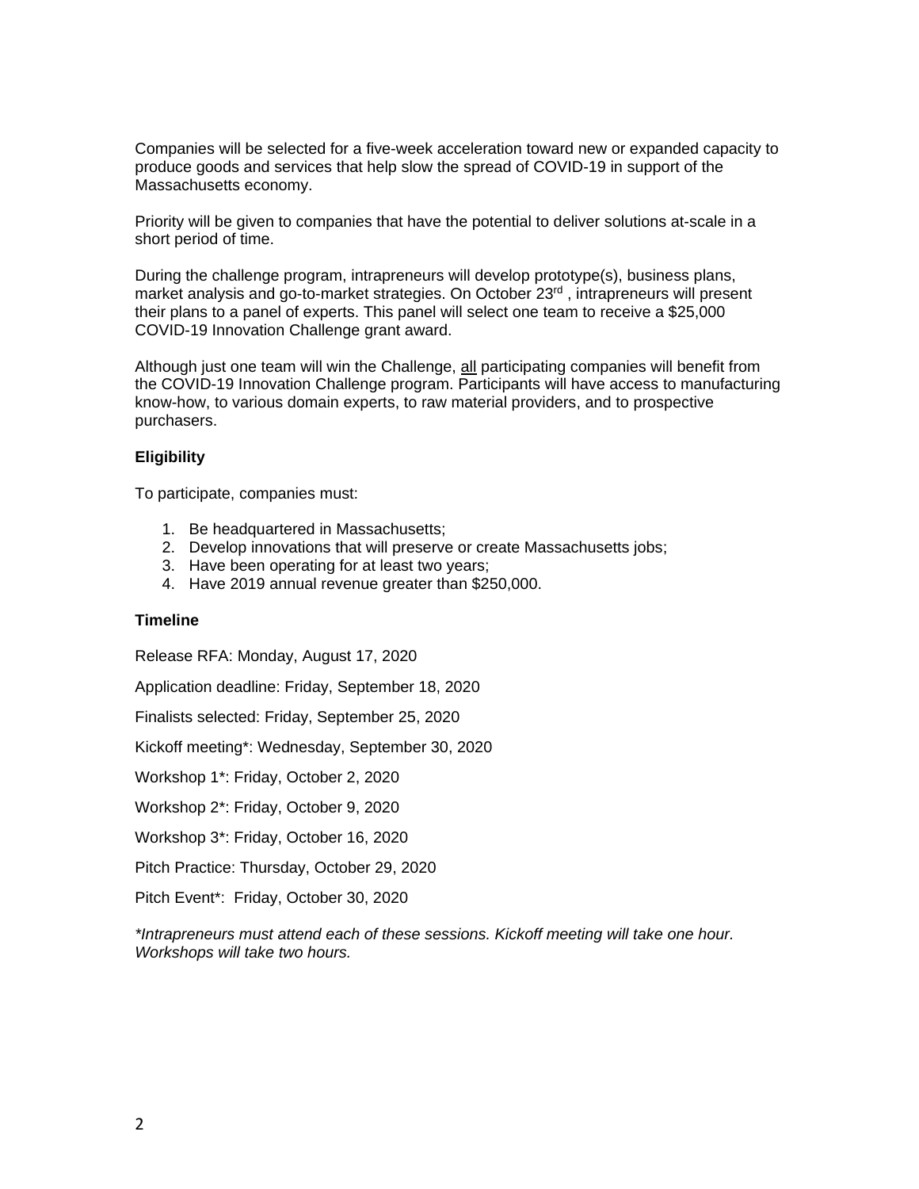Companies will be selected for a five-week acceleration toward new or expanded capacity to produce goods and services that help slow the spread of COVID-19 in support of the Massachusetts economy.

Priority will be given to companies that have the potential to deliver solutions at-scale in a short period of time.

During the challenge program, intrapreneurs will develop prototype(s), business plans, market analysis and go-to-market strategies. On October 23rd , intrapreneurs will present their plans to a panel of experts. This panel will select one team to receive a $25,000 COVID-19 Innovation Challenge grant award.

Although just one team will win the Challenge, all participating companies will benefit from the COVID-19 Innovation Challenge program. Participants will have access to manufacturing know-how, to various domain experts, to raw material providers, and to prospective purchasers.

**Eligibility**

To participate, companies must:

1. Be headquartered in Massachusetts;
2. Develop innovations that will preserve or create Massachusetts jobs;
3. Have been operating for at least two years;
4. Have 2019 annual revenue greater than $250,000.

**Timeline**

Release RFA: Monday, August 17, 2020

Application deadline: Friday, September 18, 2020

Finalists selected: Friday, September 25, 2020

Kickoff meeting*: Wednesday, September 30, 2020

Workshop 1*: Friday, October 2, 2020

Workshop 2*: Friday, October 9, 2020

Workshop 3*: Friday, October 16, 2020

Pitch Practice: Thursday, October 29, 2020

Pitch Event*: Friday, October 30, 2020

*\*Intrapreneurs must attend each of these sessions. Kickoff meeting will take one hour. Workshops will take two hours.*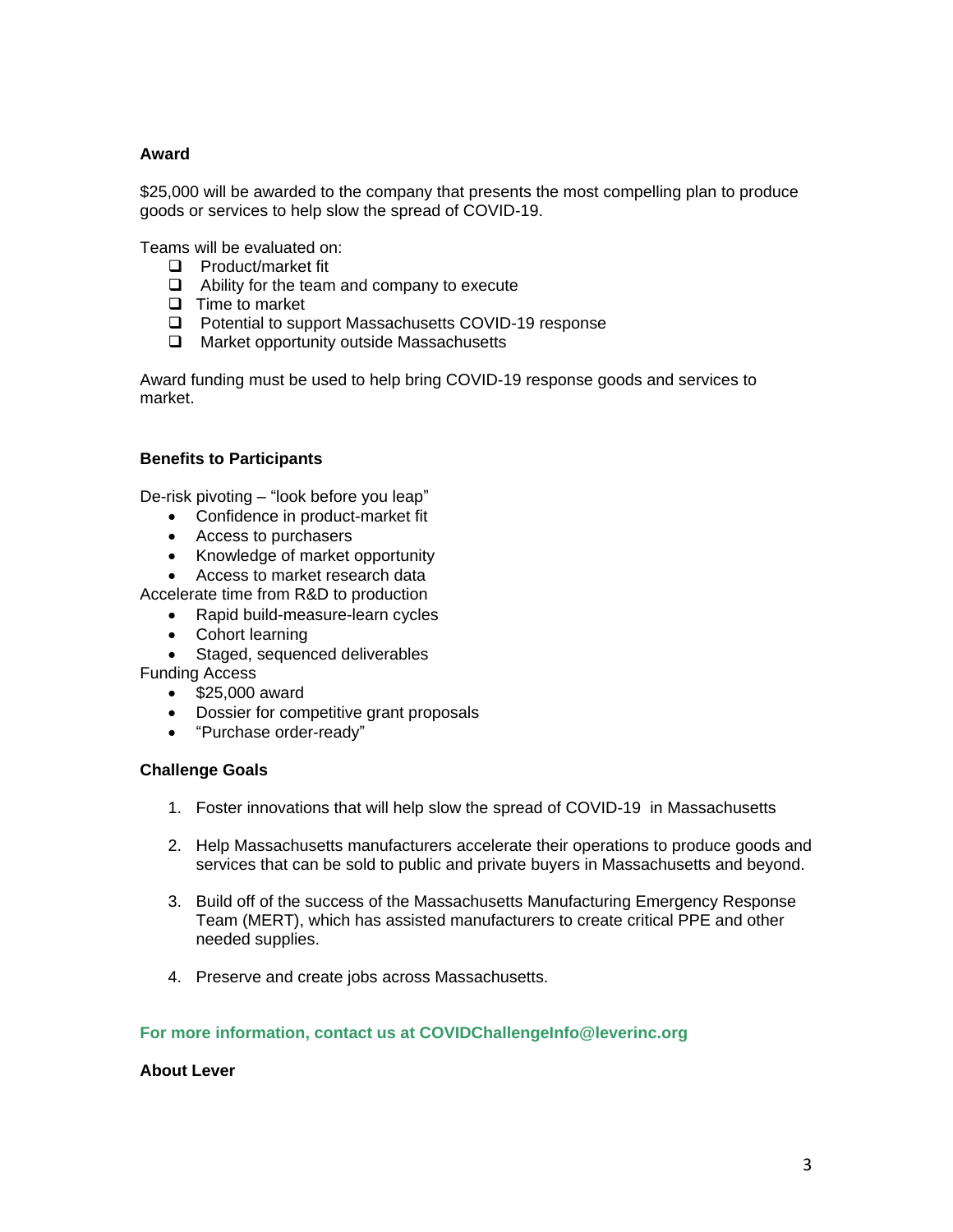**Award**

$25,000 will be awarded to the company that presents the most compelling plan to produce goods or services to help slow the spread of COVID-19.

Teams will be evaluated on:

- [ ] Product/market fit
- [ ] Ability for the team and company to execute
- [ ] Time to market
- [ ] Potential to support Massachusetts COVID-19 response
- [ ] Market opportunity outside Massachusetts

Award funding must be used to help bring COVID-19 response goods and services to market.

**Benefits to Participants**

De-risk pivoting – "look before you leap"

- Confidence in product-market fit
- Access to purchasers
- Knowledge of market opportunity
- Access to market research data

Accelerate time from R&D to production

- Rapid build-measure-learn cycles
- Cohort learning
- Staged, sequenced deliverables

Funding Access

- $25,000 award
- Dossier for competitive grant proposals
- "Purchase order-ready"

**Challenge Goals**

1. Foster innovations that will help slow the spread of COVID-19 in Massachusetts

2. Help Massachusetts manufacturers accelerate their operations to produce goods and services that can be sold to public and private buyers in Massachusetts and beyond.

3. Build off of the success of the Massachusetts Manufacturing Emergency Response Team (MERT), which has assisted manufacturers to create critical PPE and other needed supplies.

4. Preserve and create jobs across Massachusetts.

**For more information, contact us at COVIDChallengeInfo@leverinc.org**

**About Lever**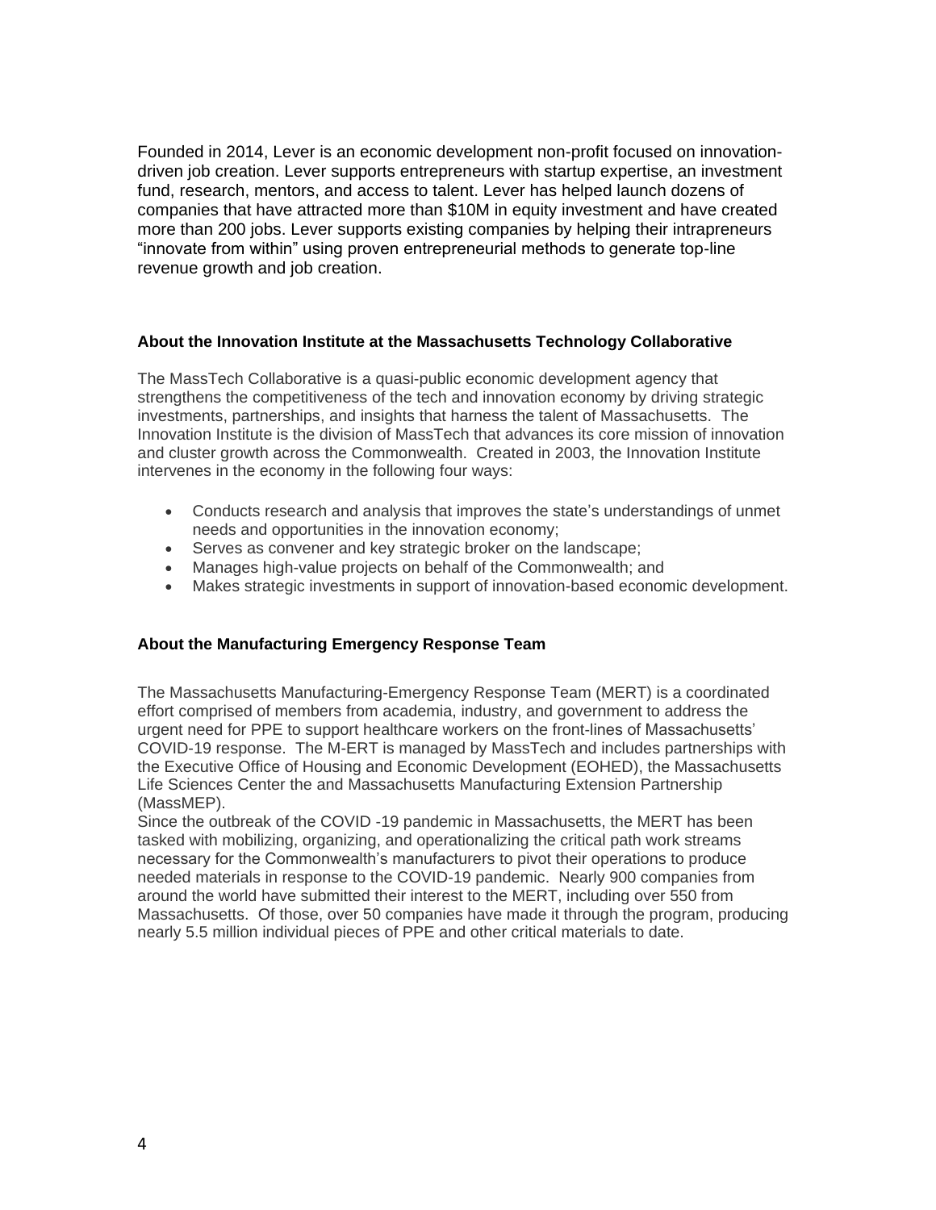Founded in 2014, Lever is an economic development non-profit focused on innovation-driven job creation. Lever supports entrepreneurs with startup expertise, an investment fund, research, mentors, and access to talent. Lever has helped launch dozens of companies that have attracted more than $10M in equity investment and have created more than 200 jobs. Lever supports existing companies by helping their intrapreneurs "innovate from within" using proven entrepreneurial methods to generate top-line revenue growth and job creation.

**About the Innovation Institute at the Massachusetts Technology Collaborative**

The MassTech Collaborative is a quasi-public economic development agency that strengthens the competitiveness of the tech and innovation economy by driving strategic investments, partnerships, and insights that harness the talent of Massachusetts. The Innovation Institute is the division of MassTech that advances its core mission of innovation and cluster growth across the Commonwealth. Created in 2003, the Innovation Institute intervenes in the economy in the following four ways:

- Conducts research and analysis that improves the state's understandings of unmet needs and opportunities in the innovation economy;
- Serves as convener and key strategic broker on the landscape;
- Manages high-value projects on behalf of the Commonwealth; and
- Makes strategic investments in support of innovation-based economic development.

**About the Manufacturing Emergency Response Team**

The Massachusetts Manufacturing-Emergency Response Team (MERT) is a coordinated effort comprised of members from academia, industry, and government to address the urgent need for PPE to support healthcare workers on the front-lines of Massachusetts' COVID-19 response. The M-ERT is managed by MassTech and includes partnerships with the Executive Office of Housing and Economic Development (EOHED), the Massachusetts Life Sciences Center the and Massachusetts Manufacturing Extension Partnership (MassMEP).

Since the outbreak of the COVID -19 pandemic in Massachusetts, the MERT has been tasked with mobilizing, organizing, and operationalizing the critical path work streams necessary for the Commonwealth's manufacturers to pivot their operations to produce needed materials in response to the COVID-19 pandemic. Nearly 900 companies from around the world have submitted their interest to the MERT, including over 550 from Massachusetts. Of those, over 50 companies have made it through the program, producing nearly 5.5 million individual pieces of PPE and other critical materials to date.